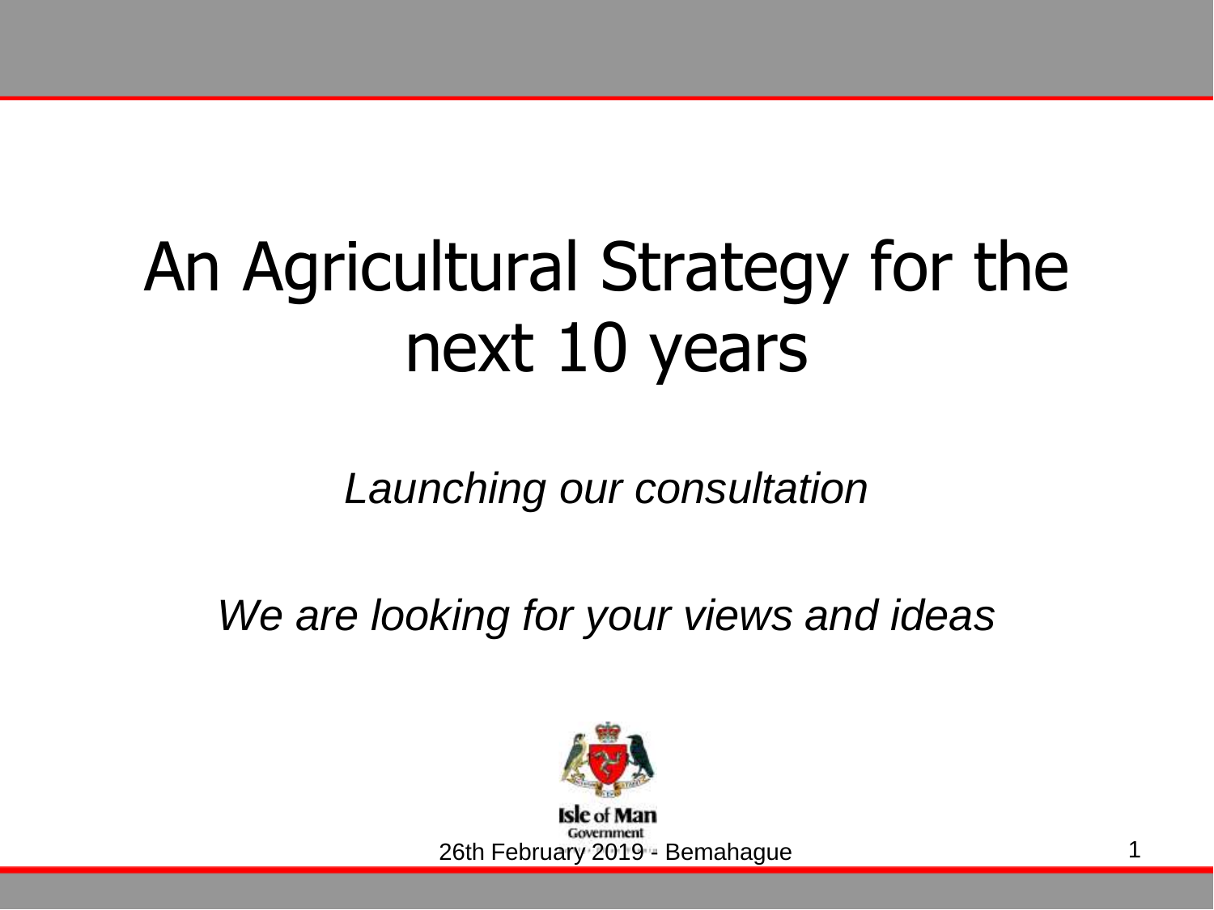# An Agricultural Strategy for the next 10 years

*Launching our consultation*

*We are looking for your views and ideas*

Isle of Man Government

26th February 2019 - Bemahague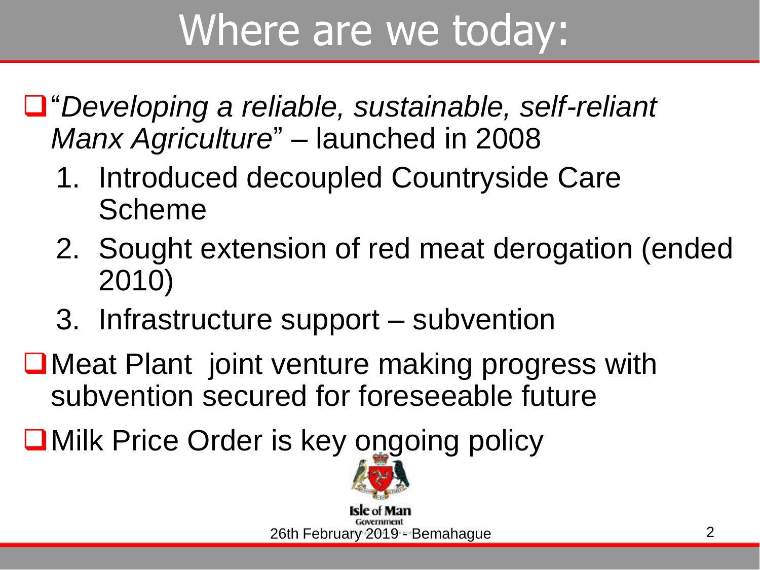# Where are we today:

- "*Developing a reliable, sustainable, self-reliant Manx Agriculture*" – launched in 2008
  1. Introduced decoupled Countryside Care Scheme
  2. Sought extension of red meat derogation (ended 2010)
  3. Infrastructure support – subvention
- Meat Plant joint venture making progress with subvention secured for foreseeable future
- Milk Price Order is key ongoing policy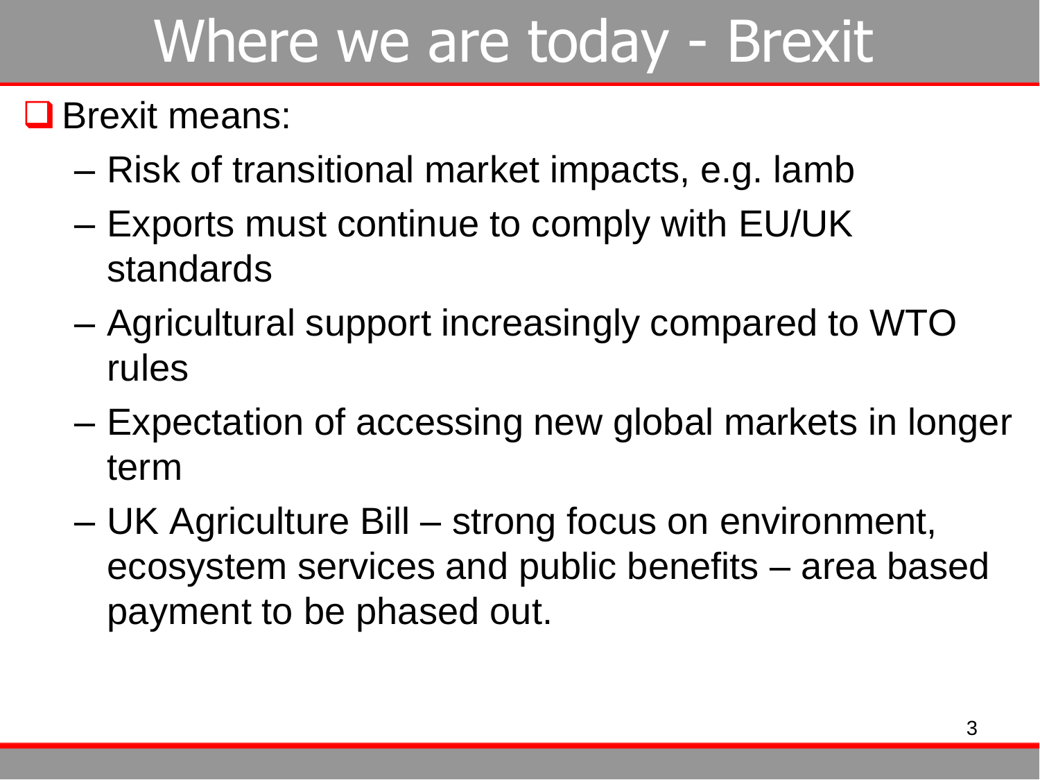# Where we are today - Brexit

- Brexit means:
  - Risk of transitional market impacts, e.g. lamb
  - Exports must continue to comply with EU/UK standards
  - Agricultural support increasingly compared to WTO rules
  - Expectation of accessing new global markets in longer term
  - UK Agriculture Bill – strong focus on environment, ecosystem services and public benefits – area based payment to be phased out.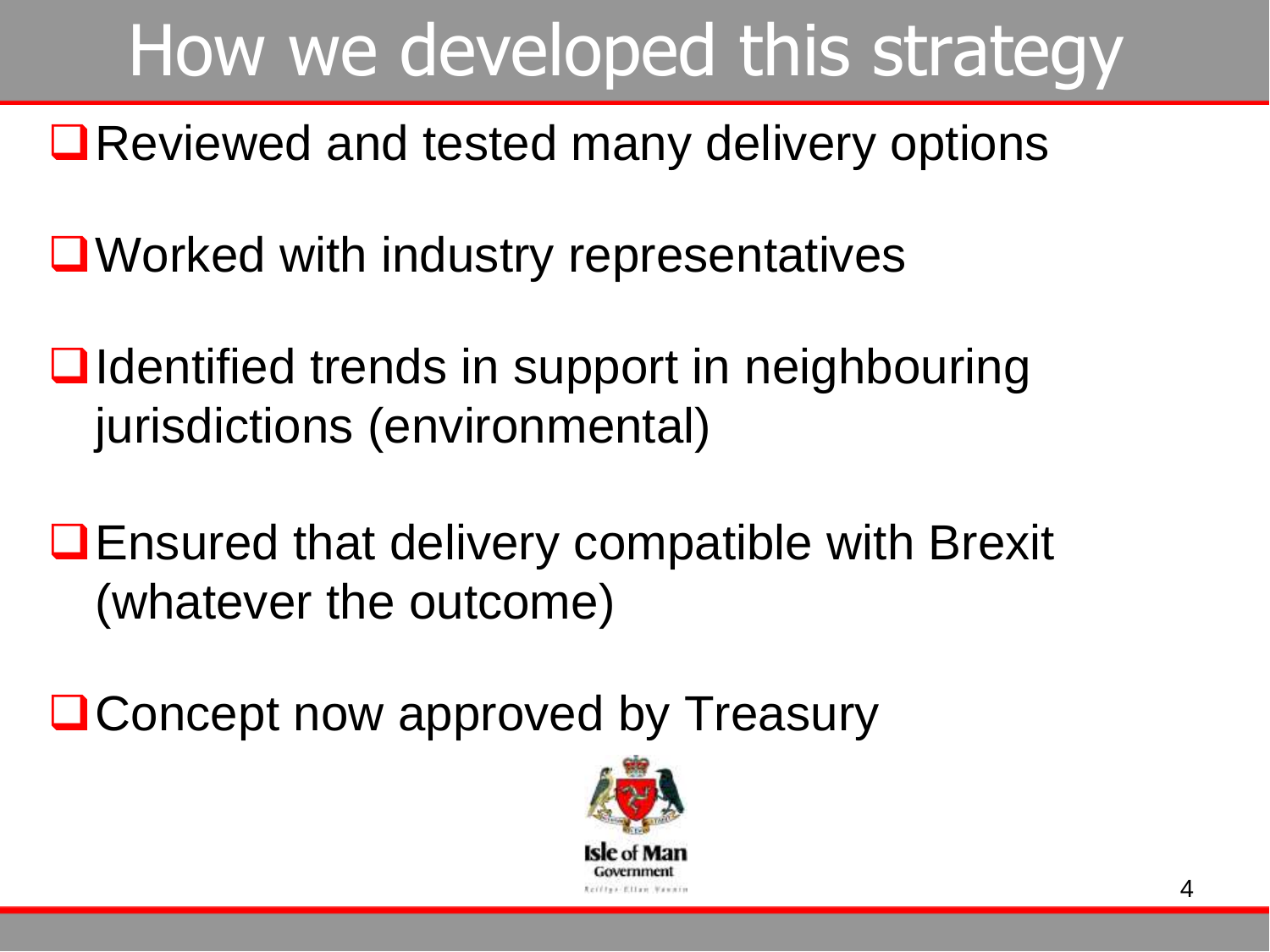# How we developed this strategy

- Reviewed and tested many delivery options
- Worked with industry representatives
- Identified trends in support in neighbouring jurisdictions (environmental)
- Ensured that delivery compatible with Brexit (whatever the outcome)
- Concept now approved by Treasury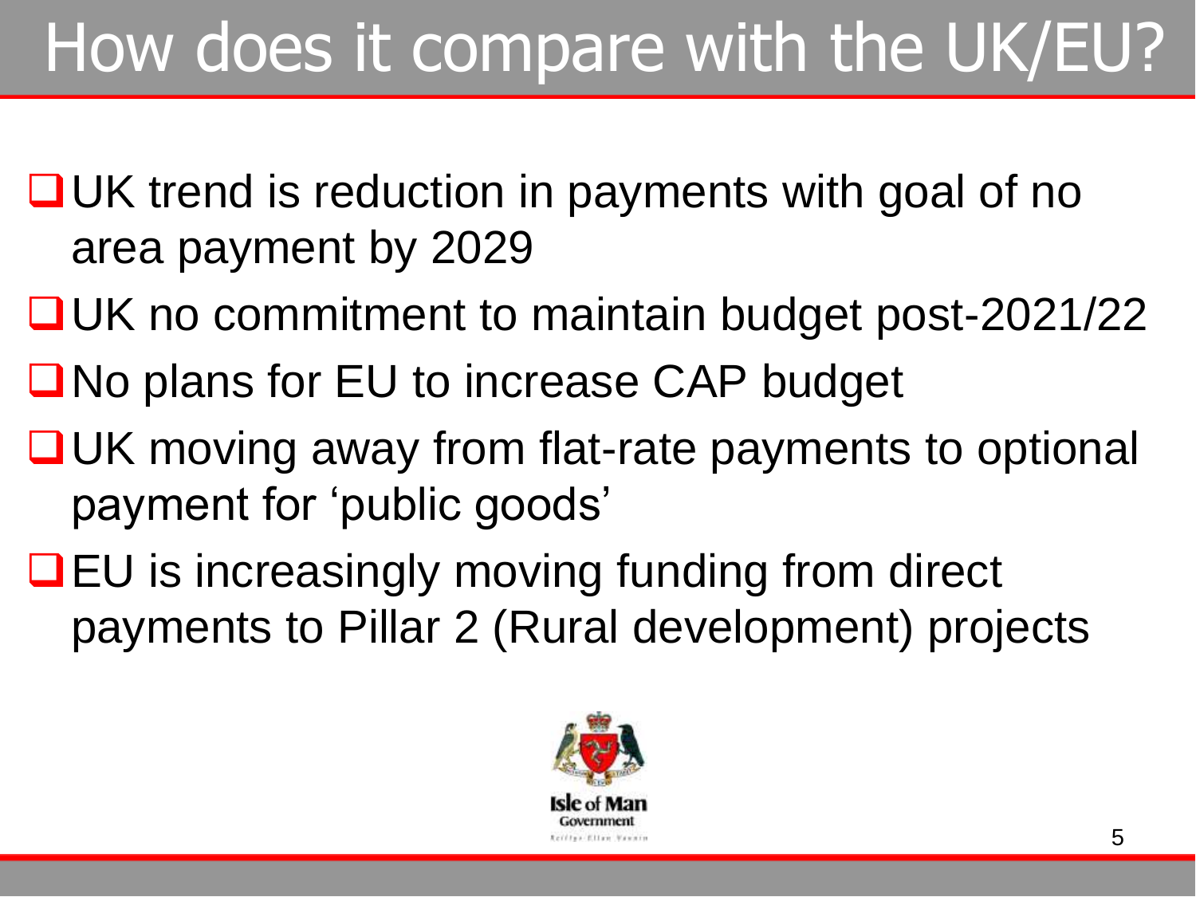# How does it compare with the UK/EU?

- UK trend is reduction in payments with goal of no area payment by 2029
- UK no commitment to maintain budget post-2021/22
- No plans for EU to increase CAP budget
- UK moving away from flat-rate payments to optional payment for 'public goods'
- EU is increasingly moving funding from direct payments to Pillar 2 (Rural development) projects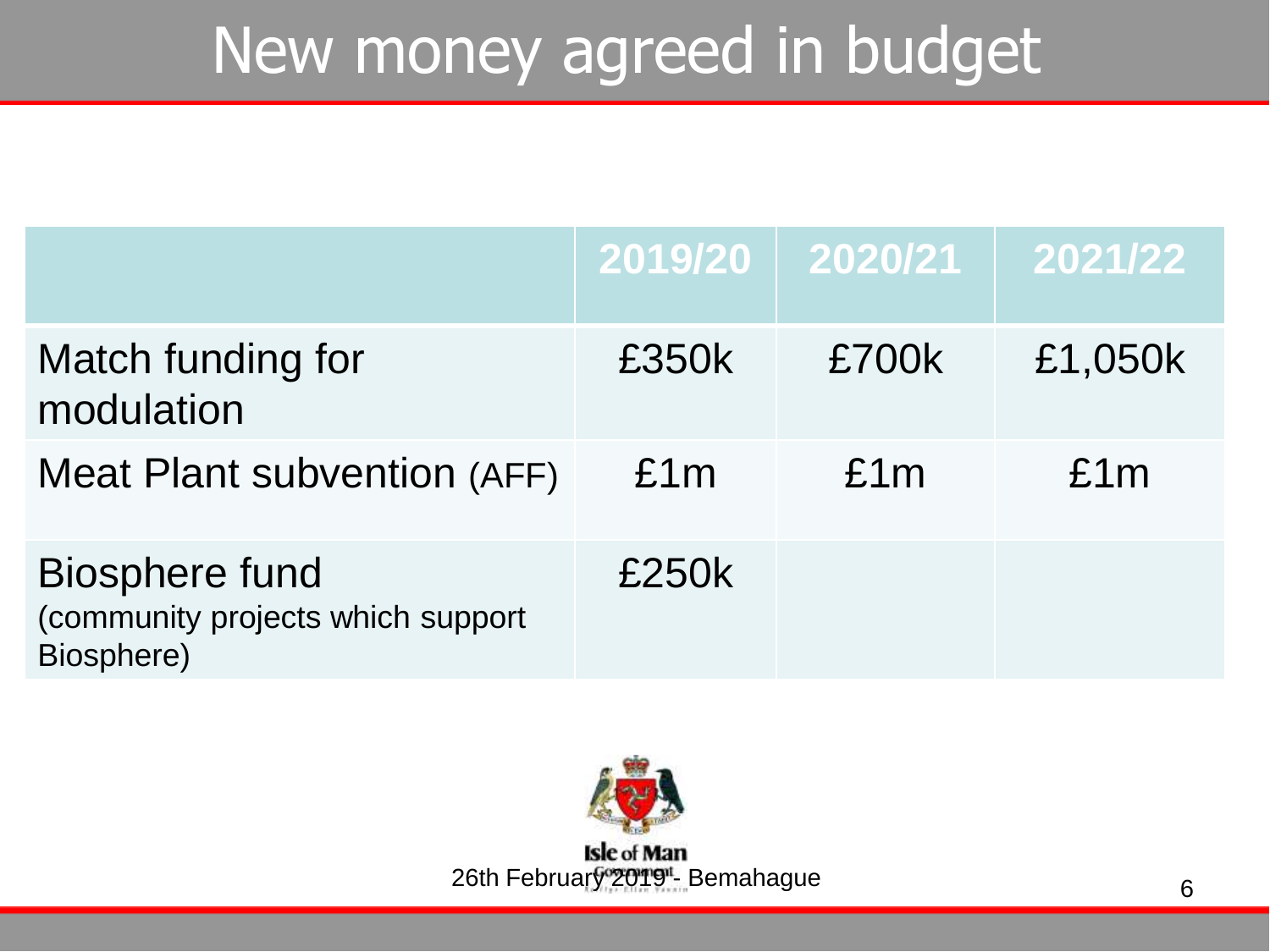# New money agreed in budget

| | 2019/20 | 2020/21 | 2021/22 |
|---|---|---|---|
| Match funding for modulation | £350k | £700k | £1,050k |
| Meat Plant subvention (AFF) | £1m | £1m | £1m |
| Biosphere fund (community projects which support Biosphere) | £250k | | |

26th February 2019 - Bemahague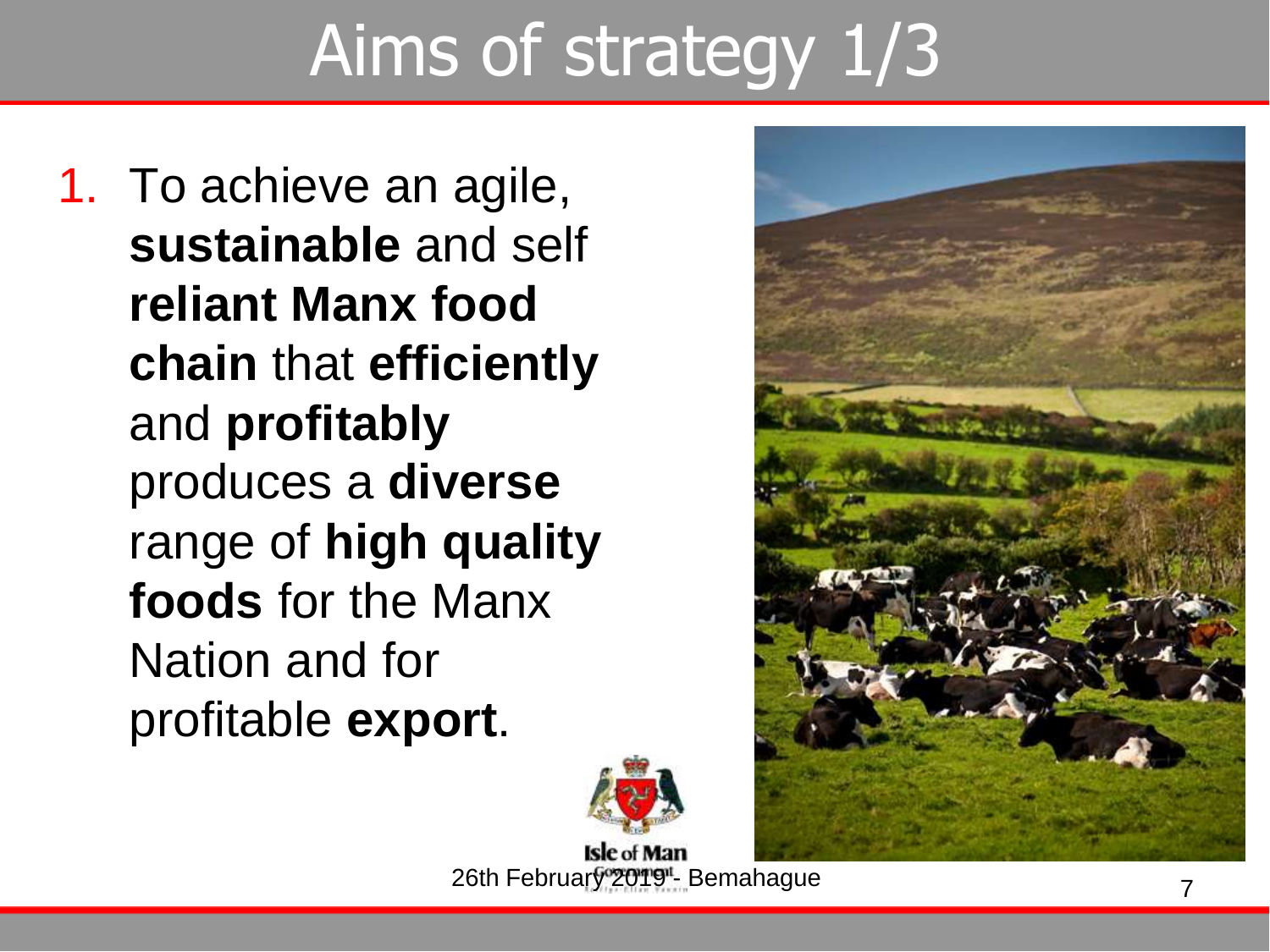# Aims of strategy 1/3

1. To achieve an agile, **sustainable** and self **reliant Manx food chain** that **efficiently** and **profitably** produces a **diverse** range of **high quality foods** for the Manx Nation and for profitable **export**.

26th February 2019 - Bemahague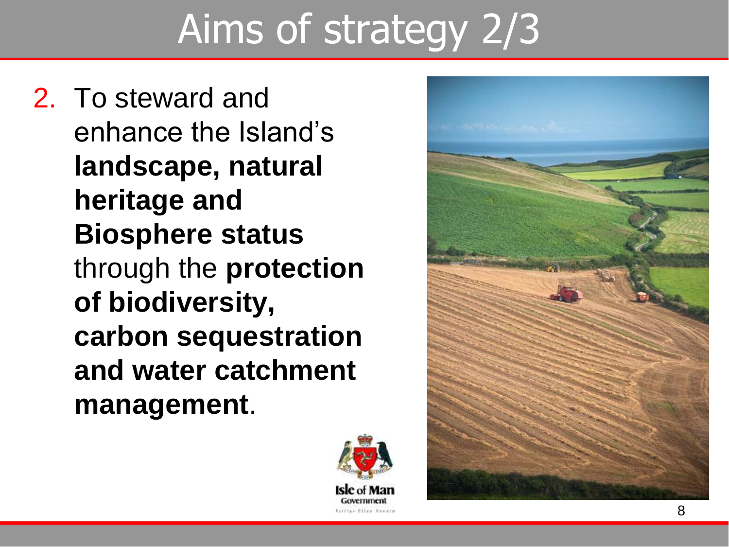# Aims of strategy 2/3

2. To steward and enhance the Island's **landscape, natural heritage and Biosphere status** through the **protection of biodiversity, carbon sequestration and water catchment management**.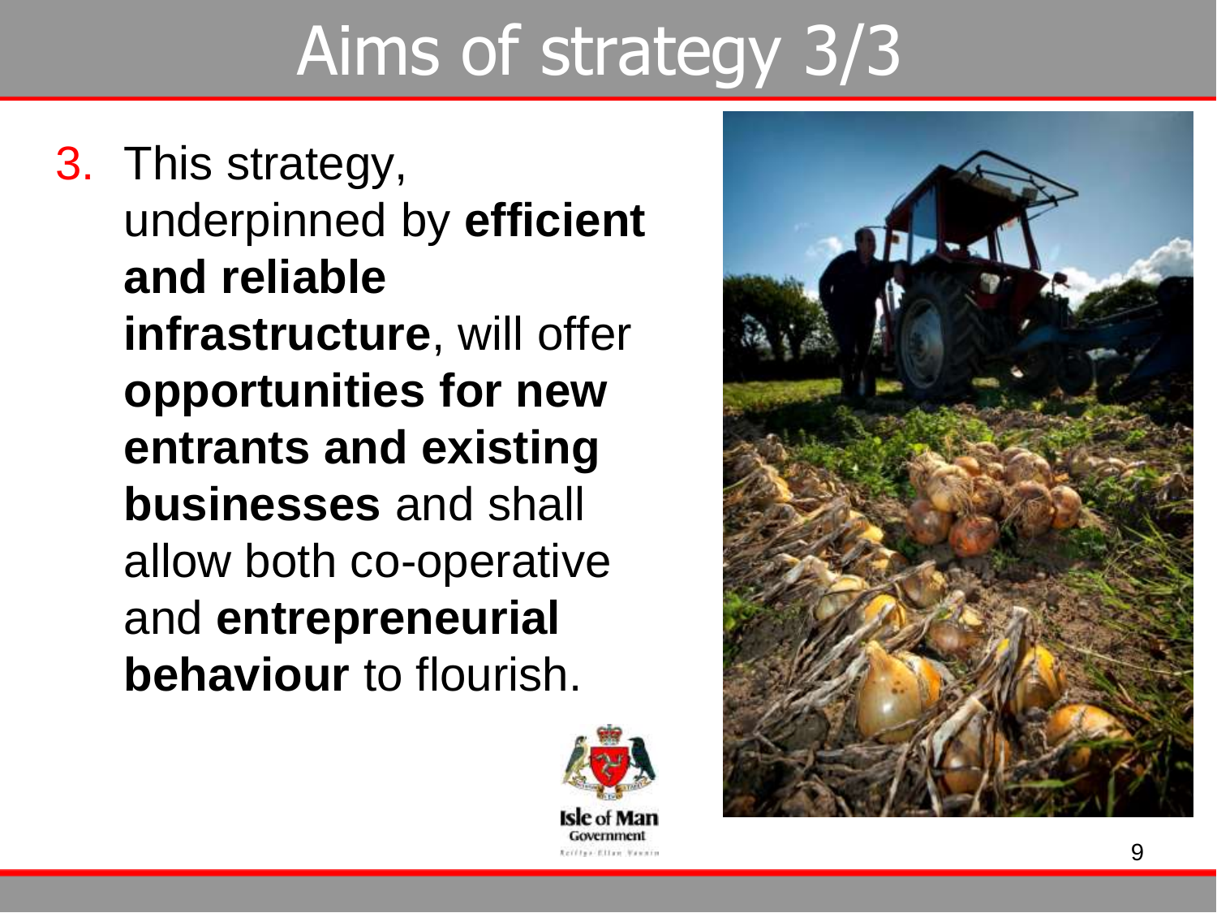# Aims of strategy 3/3

3. This strategy, underpinned by **efficient and reliable infrastructure**, will offer **opportunities for new entrants and existing businesses** and shall allow both co-operative and **entrepreneurial behaviour** to flourish.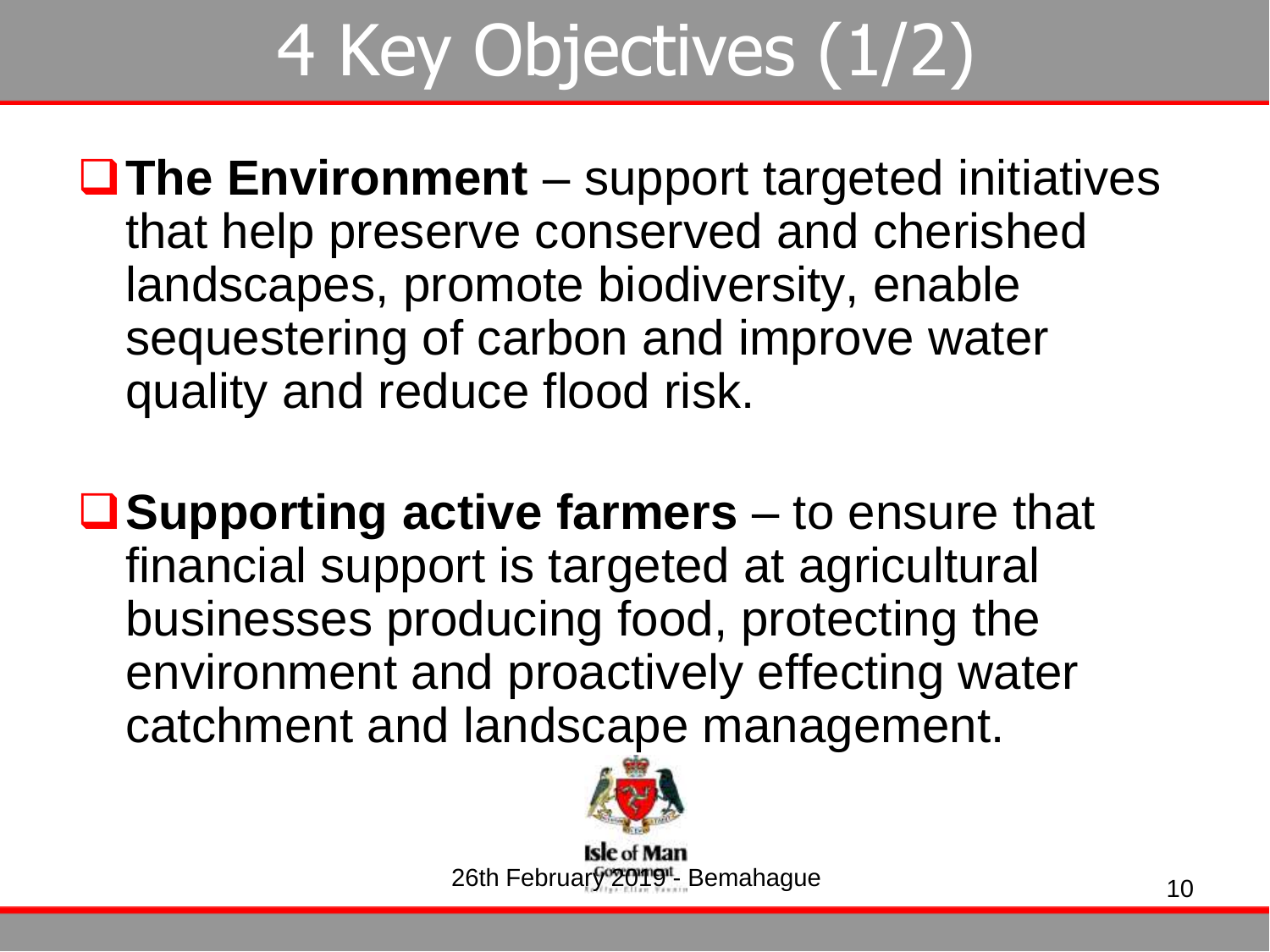# 4 Key Objectives (1/2)

- **The Environment** – support targeted initiatives that help preserve conserved and cherished landscapes, promote biodiversity, enable sequestering of carbon and improve water quality and reduce flood risk.

- **Supporting active farmers** – to ensure that financial support is targeted at agricultural businesses producing food, protecting the environment and proactively effecting water catchment and landscape management.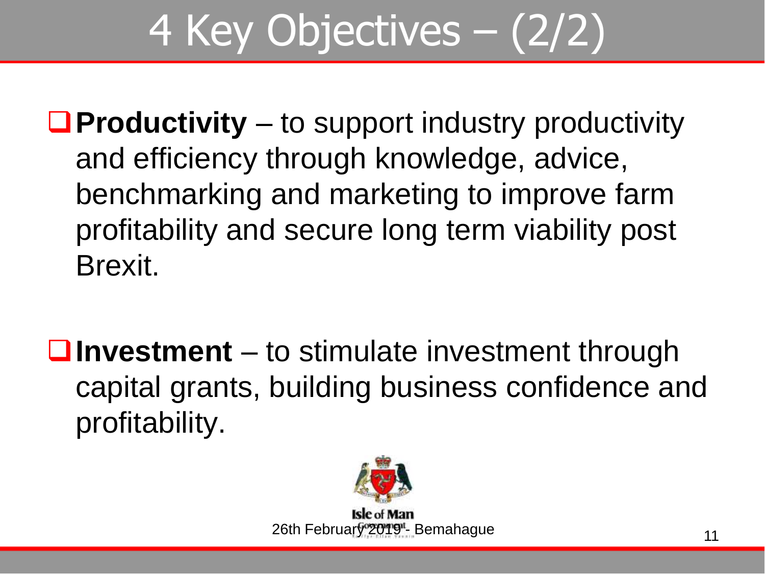# 4 Key Objectives – (2/2)

- **Productivity** – to support industry productivity and efficiency through knowledge, advice, benchmarking and marketing to improve farm profitability and secure long term viability post Brexit.

- **Investment** – to stimulate investment through capital grants, building business confidence and profitability.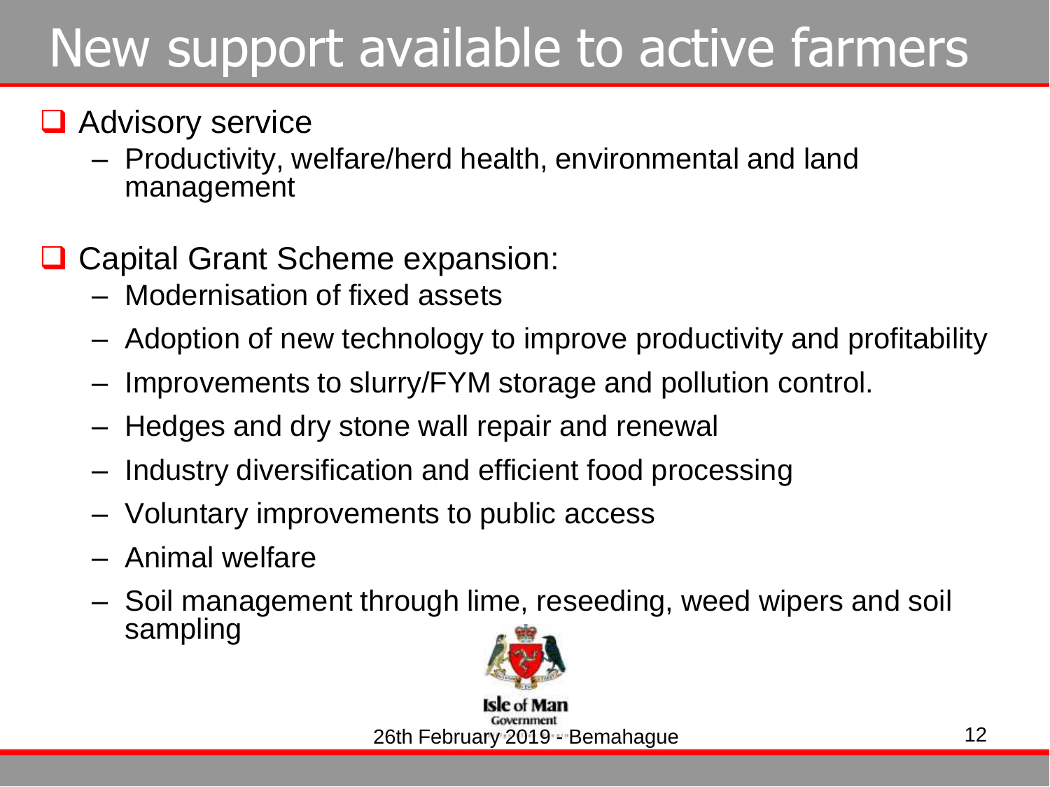# New support available to active farmers

- Advisory service
  - Productivity, welfare/herd health, environmental and land management

- Capital Grant Scheme expansion:
  - Modernisation of fixed assets
  - Adoption of new technology to improve productivity and profitability
  - Improvements to slurry/FYM storage and pollution control.
  - Hedges and dry stone wall repair and renewal
  - Industry diversification and efficient food processing
  - Voluntary improvements to public access
  - Animal welfare
  - Soil management through lime, reseeding, weed wipers and soil sampling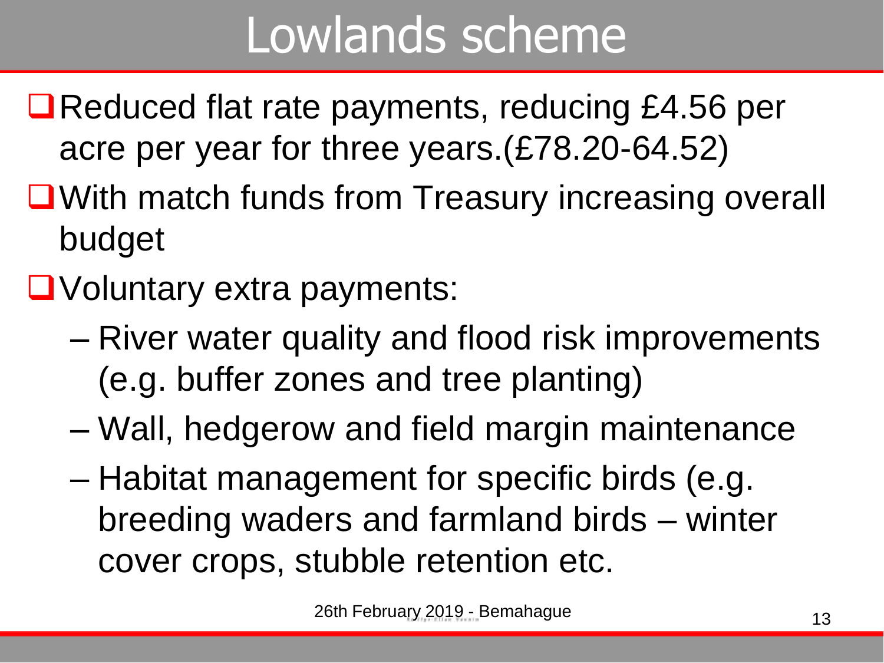# Lowlands scheme

- Reduced flat rate payments, reducing £4.56 per acre per year for three years.(£78.20-64.52)
- With match funds from Treasury increasing overall budget
- Voluntary extra payments:
  - River water quality and flood risk improvements (e.g. buffer zones and tree planting)
  - Wall, hedgerow and field margin maintenance
  - Habitat management for specific birds (e.g. breeding waders and farmland birds – winter cover crops, stubble retention etc.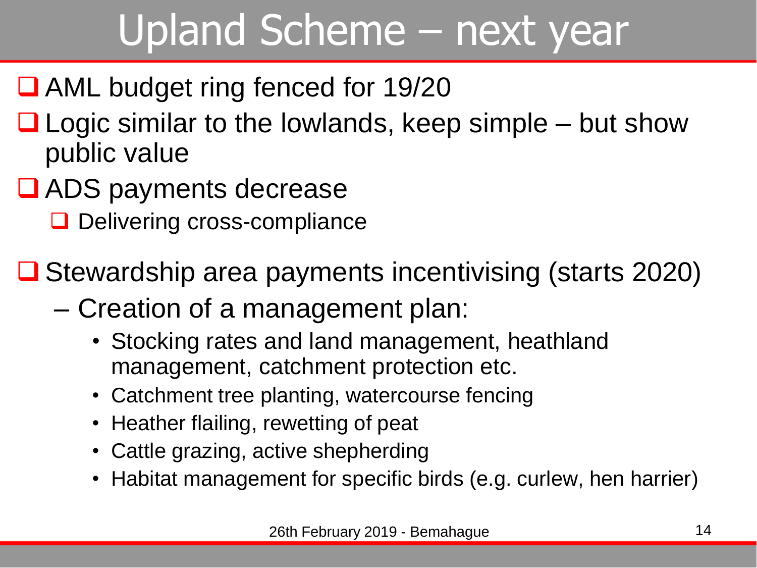# Upland Scheme – next year

- AML budget ring fenced for 19/20
- Logic similar to the lowlands, keep simple – but show public value
- ADS payments decrease
  - Delivering cross-compliance
- Stewardship area payments incentivising (starts 2020)
  - Creation of a management plan:
    - Stocking rates and land management, heathland management, catchment protection etc.
    - Catchment tree planting, watercourse fencing
    - Heather flailing, rewetting of peat
    - Cattle grazing, active shepherding
    - Habitat management for specific birds (e.g. curlew, hen harrier)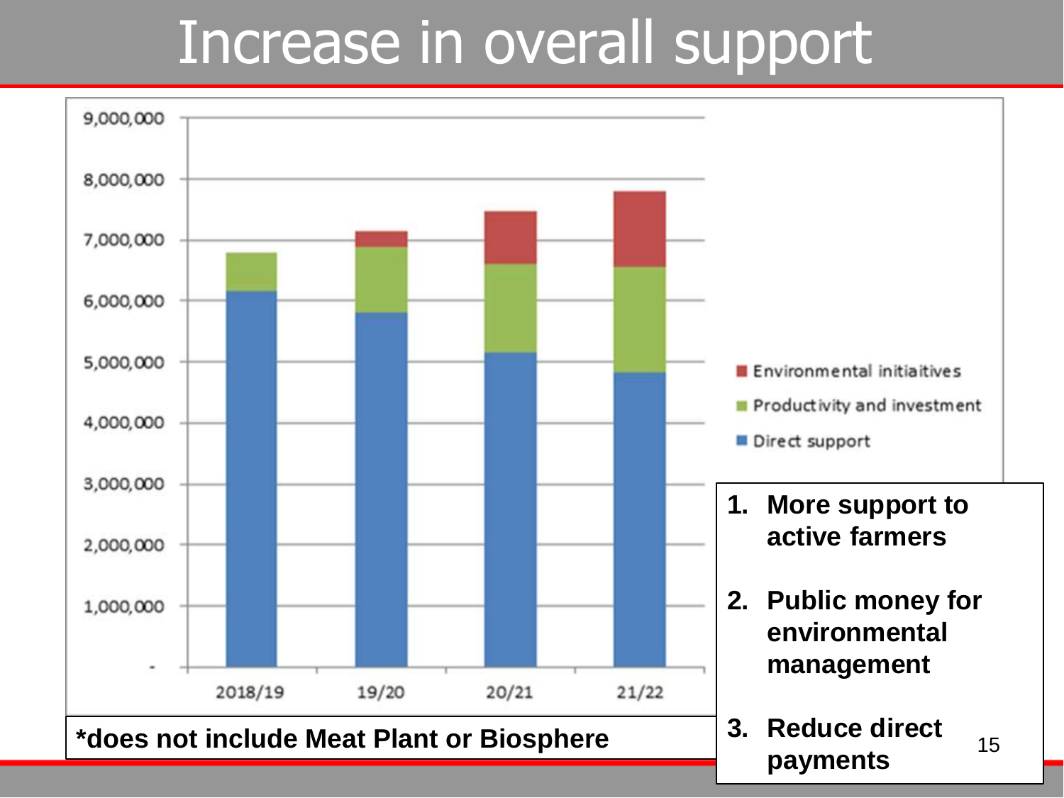# Increase in overall support

9,000,000
8,000,000
7,000,000
6,000,000
5,000,000
4,000,000
3,000,000
2,000,000
1,000,000
-

2018/19 19/20 20/21 21/22

- Environmental initiaitives
- Productivity and investment
- Direct support

**\*does not include Meat Plant or Biosphere**

1. **More support to active farmers**
2. **Public money for environmental management**
3. **Reduce direct payments**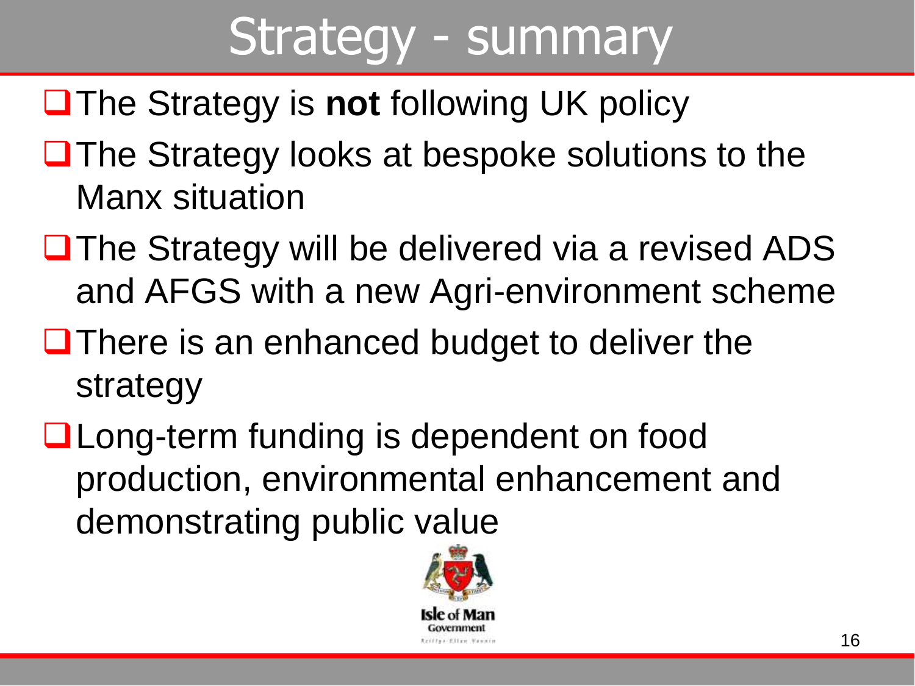# Strategy - summary

- The Strategy is **not** following UK policy
- The Strategy looks at bespoke solutions to the Manx situation
- The Strategy will be delivered via a revised ADS and AFGS with a new Agri-environment scheme
- There is an enhanced budget to deliver the strategy
- Long-term funding is dependent on food production, environmental enhancement and demonstrating public value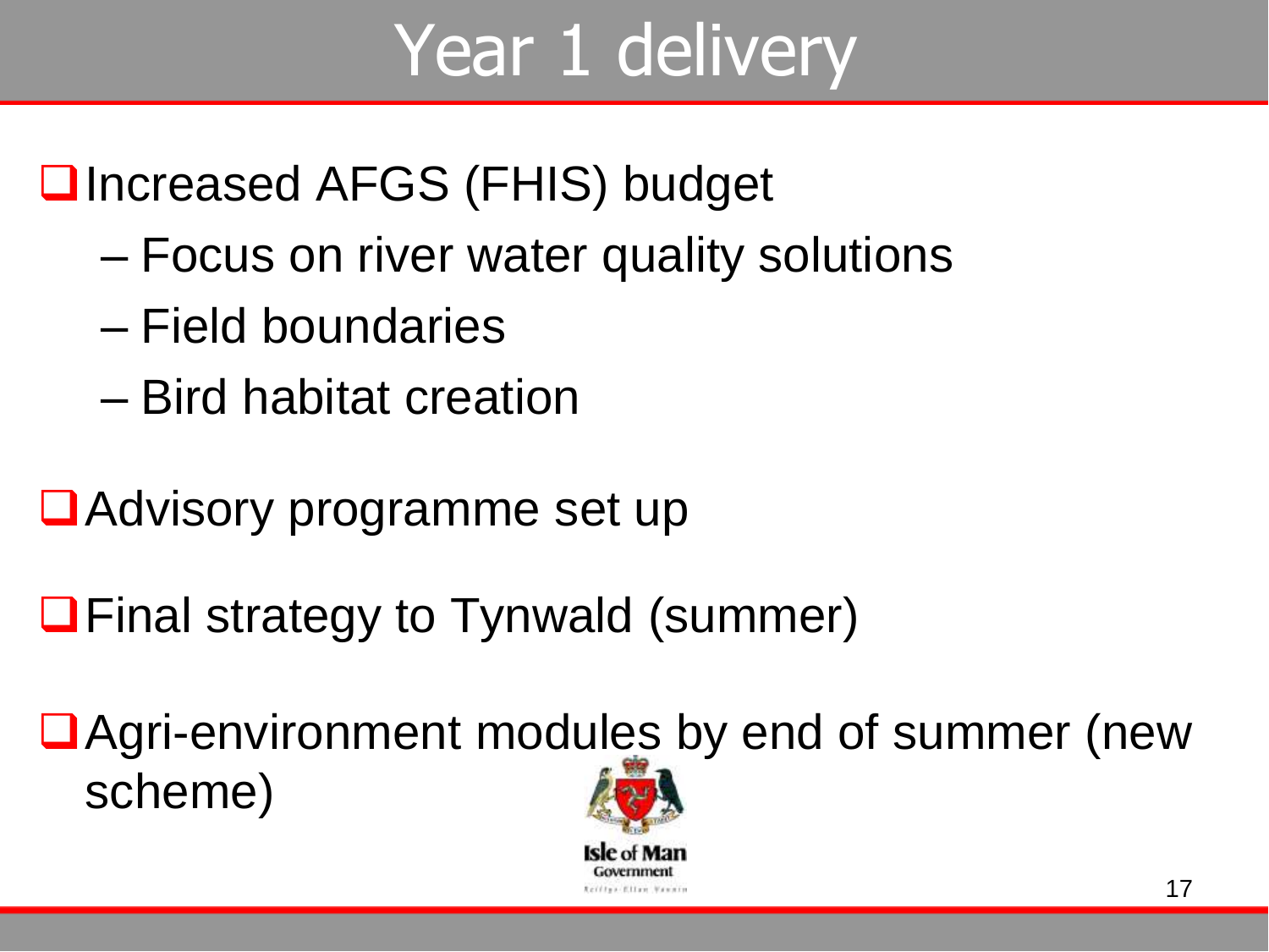# Year 1 delivery

- Increased AFGS (FHIS) budget
  - Focus on river water quality solutions
  - Field boundaries
  - Bird habitat creation
- Advisory programme set up
- Final strategy to Tynwald (summer)
- Agri-environment modules by end of summer (new scheme)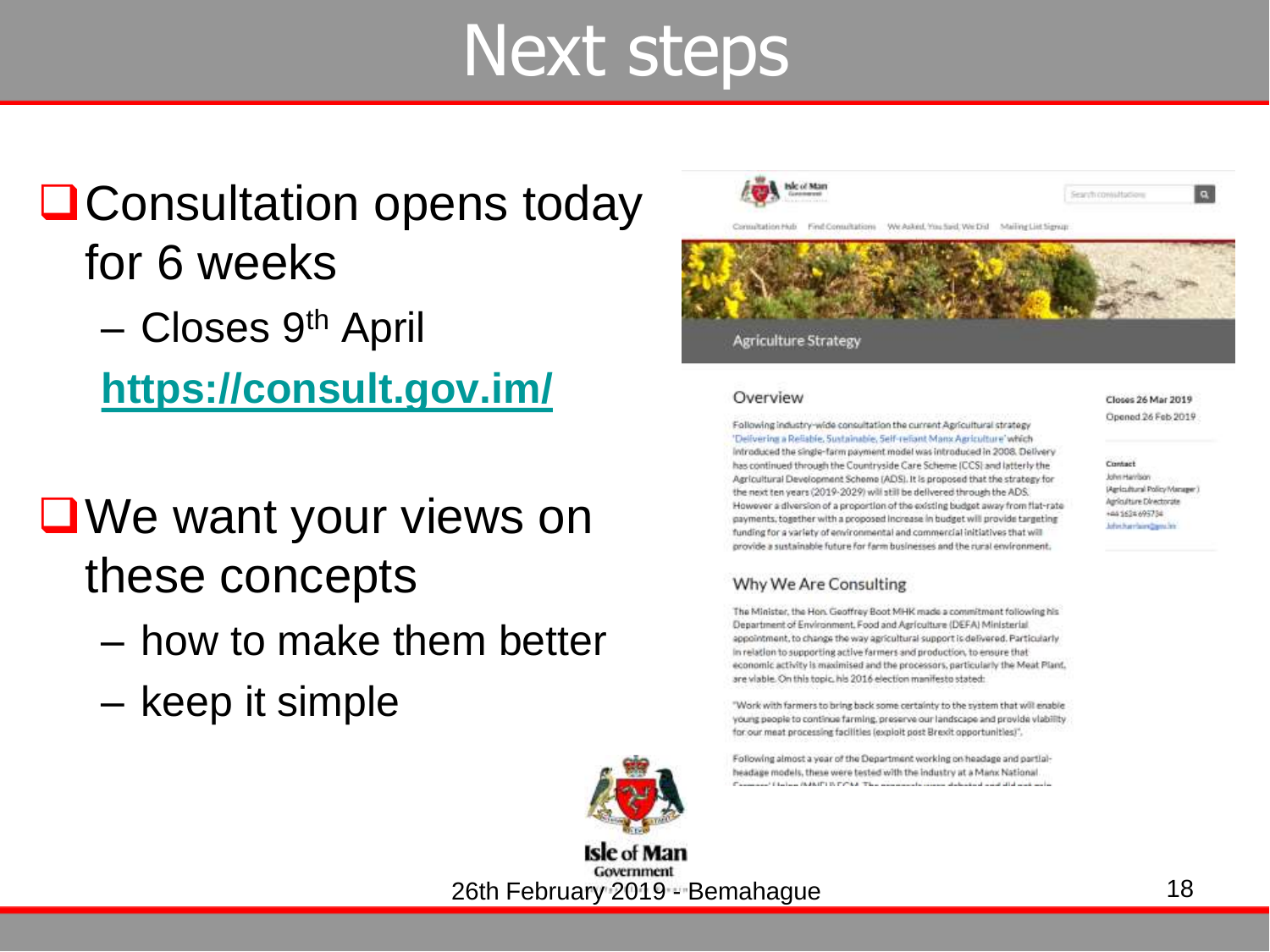# Next steps

- Consultation opens today for 6 weeks
  - Closes 9th April
  
  **https://consult.gov.im/**

- We want your views on these concepts
  - how to make them better
  - keep it simple

26th February 2019 - Bemahague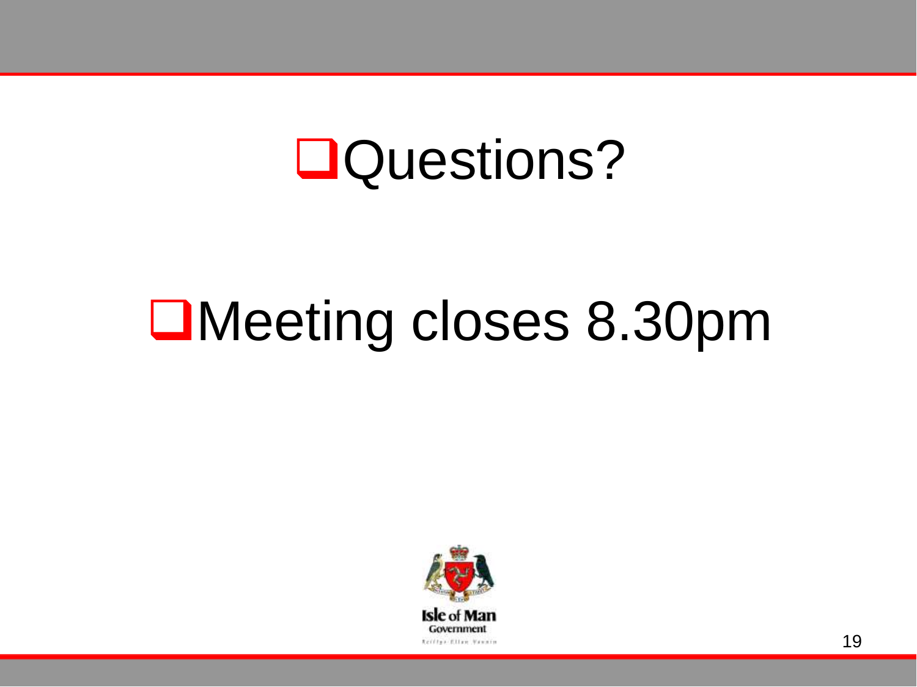- Questions?

- Meeting closes 8.30pm

Isle of Man Government

Reiltys Ellan Vannin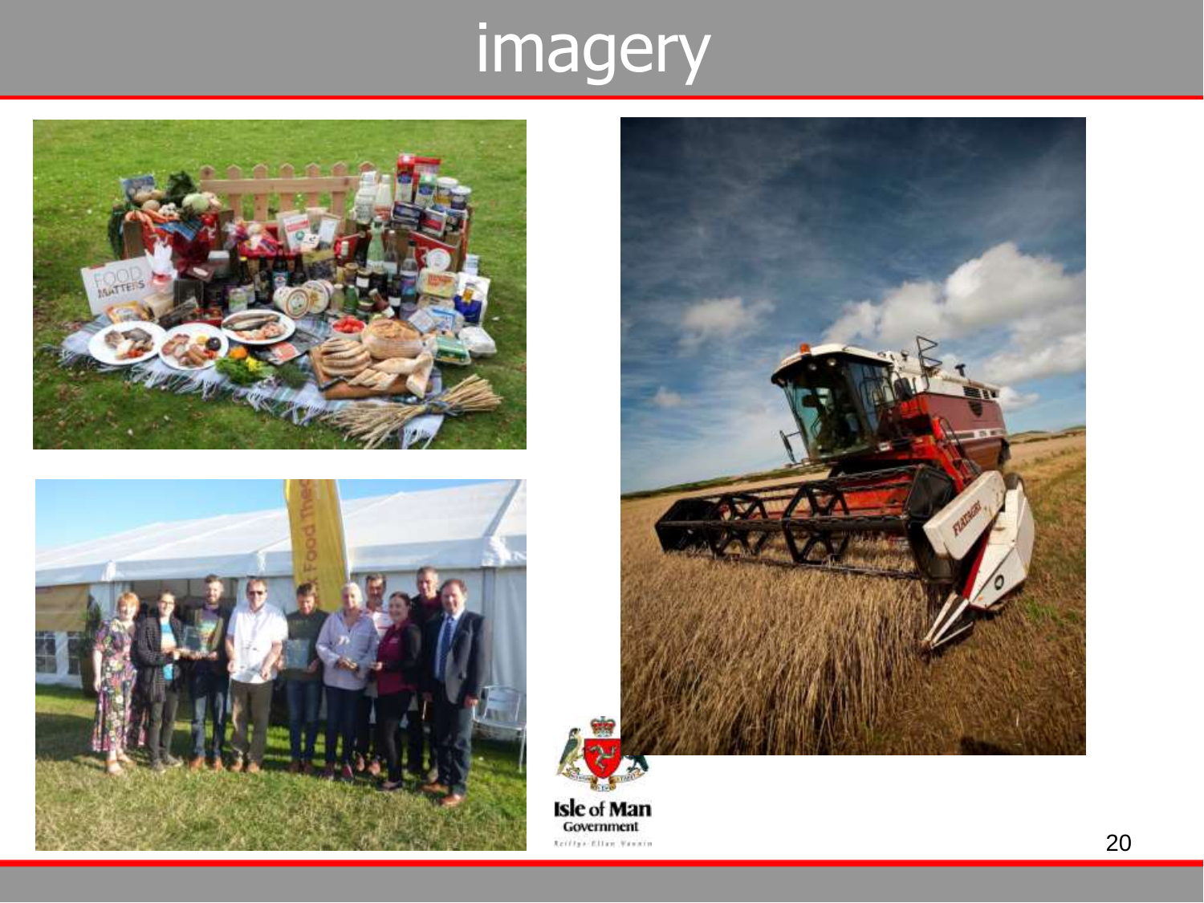# imagery

Isle of Man Government

Reiltys Ellan Vannin